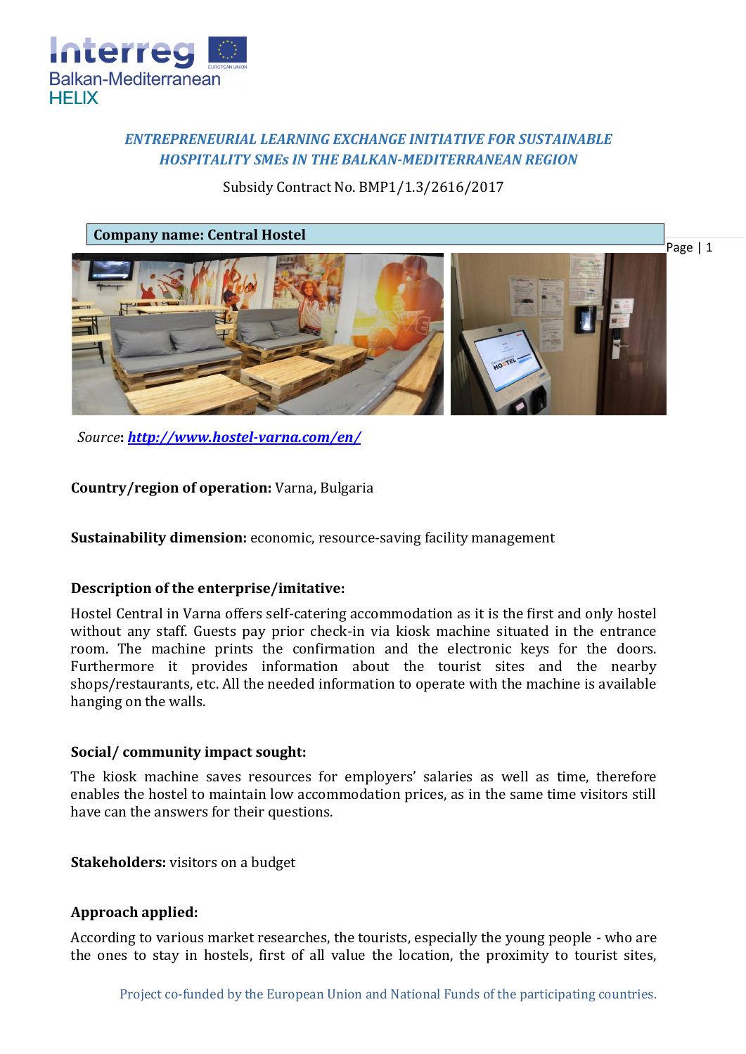*ENTREPRENEURIAL LEARNING EXCHANGE INITIATIVE FOR SUSTAINABLE HOSPITALITY SMEs IN THE BALKAN-MEDITERRANEAN REGION*

Subsidy Contract No. BMP1/1.3/2616/2017

**Company name: Central Hostel**

*Source*: ***http://www.hostel-varna.com/en/***

**Country/region of operation:** Varna, Bulgaria

**Sustainability dimension:** economic, resource-saving facility management

**Description of the enterprise/imitative:**

Hostel Central in Varna offers self-catering accommodation as it is the first and only hostel without any staff. Guests pay prior check-in via kiosk machine situated in the entrance room. The machine prints the confirmation and the electronic keys for the doors. Furthermore it provides information about the tourist sites and the nearby shops/restaurants, etc. All the needed information to operate with the machine is available hanging on the walls.

**Social/ community impact sought:**

The kiosk machine saves resources for employers' salaries as well as time, therefore enables the hostel to maintain low accommodation prices, as in the same time visitors still have can the answers for their questions.

**Stakeholders:** visitors on a budget

**Approach applied:**

According to various market researches, the tourists, especially the young people - who are the ones to stay in hostels, first of all value the location, the proximity to tourist sites,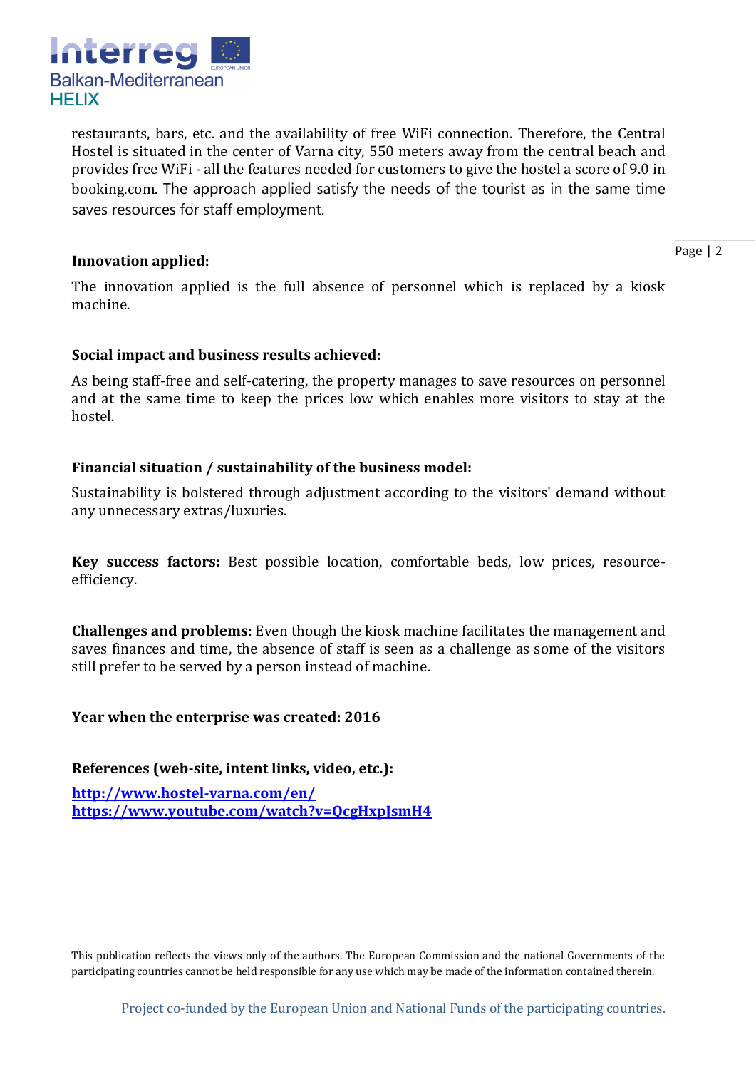restaurants, bars, etc. and the availability of free WiFi connection. Therefore, the Central Hostel is situated in the center of Varna city, 550 meters away from the central beach and provides free WiFi - all the features needed for customers to give the hostel a score of 9.0 in booking.com. The approach applied satisfy the needs of the tourist as in the same time saves resources for staff employment.

**Innovation applied:**

The innovation applied is the full absence of personnel which is replaced by a kiosk machine.

**Social impact and business results achieved:**

As being staff-free and self-catering, the property manages to save resources on personnel and at the same time to keep the prices low which enables more visitors to stay at the hostel.

**Financial situation / sustainability of the business model:**

Sustainability is bolstered through adjustment according to the visitors' demand without any unnecessary extras/luxuries.

**Key success factors:** Best possible location, comfortable beds, low prices, resource-efficiency.

**Challenges and problems:** Even though the kiosk machine facilitates the management and saves finances and time, the absence of staff is seen as a challenge as some of the visitors still prefer to be served by a person instead of machine.

**Year when the enterprise was created: 2016**

**References (web-site, intent links, video, etc.):**

**http://www.hostel-varna.com/en/**
**https://www.youtube.com/watch?v=QcgHxpJsmH4**

This publication reflects the views only of the authors. The European Commission and the national Governments of the participating countries cannot be held responsible for any use which may be made of the information contained therein.

Project co-funded by the European Union and National Funds of the participating countries.